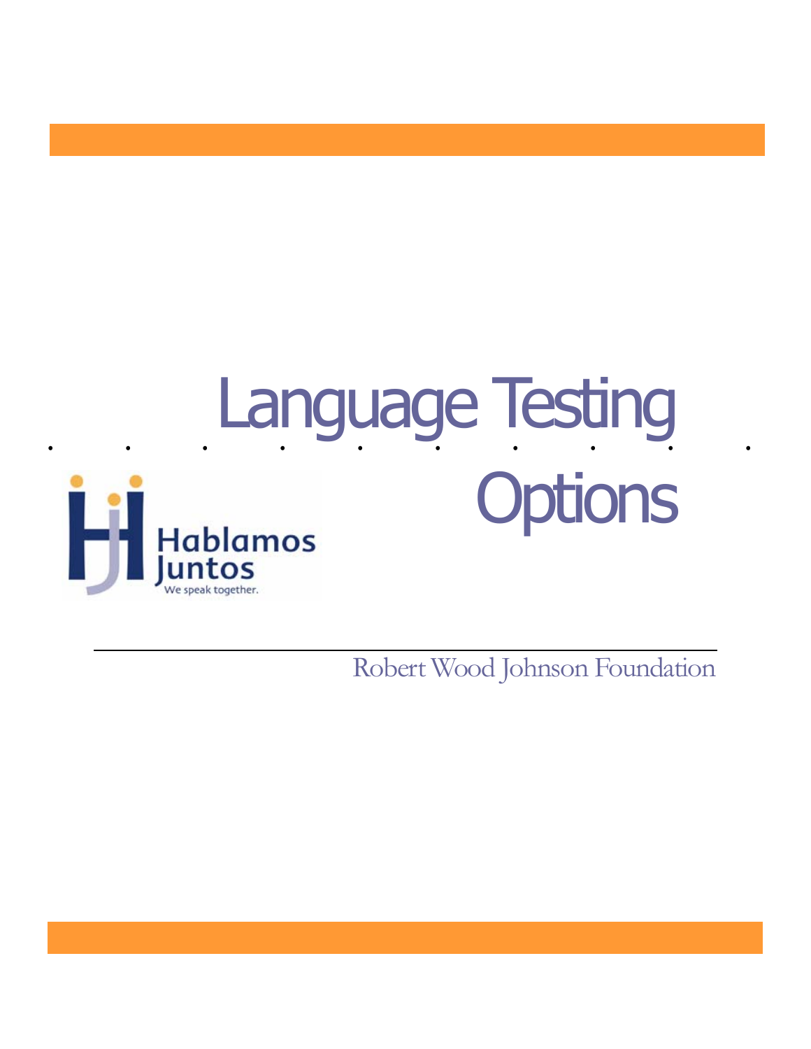# Language Testing Options

Hablamos Juntos

We speak together.

Robert Wood Johnson Foundation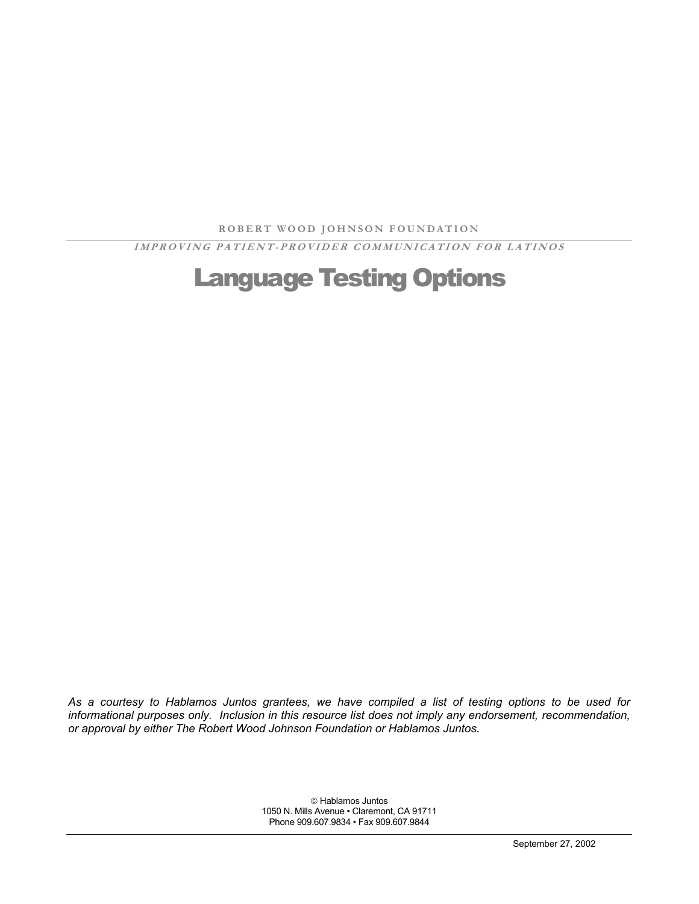ROBERT WOOD JOHNSON FOUNDATION

*IMPROVING PATIENT-PROVIDER COMMUNICATION FOR LATINOS*

# Language Testing Options

*As a courtesy to Hablamos Juntos grantees, we have compiled a list of testing options to be used for informational purposes only. Inclusion in this resource list does not imply any endorsement, recommendation, or approval by either The Robert Wood Johnson Foundation or Hablamos Juntos.*

© Hablamos Juntos
1050 N. Mills Avenue • Claremont, CA 91711
Phone 909.607.9834 • Fax 909.607.9844

September 27, 2002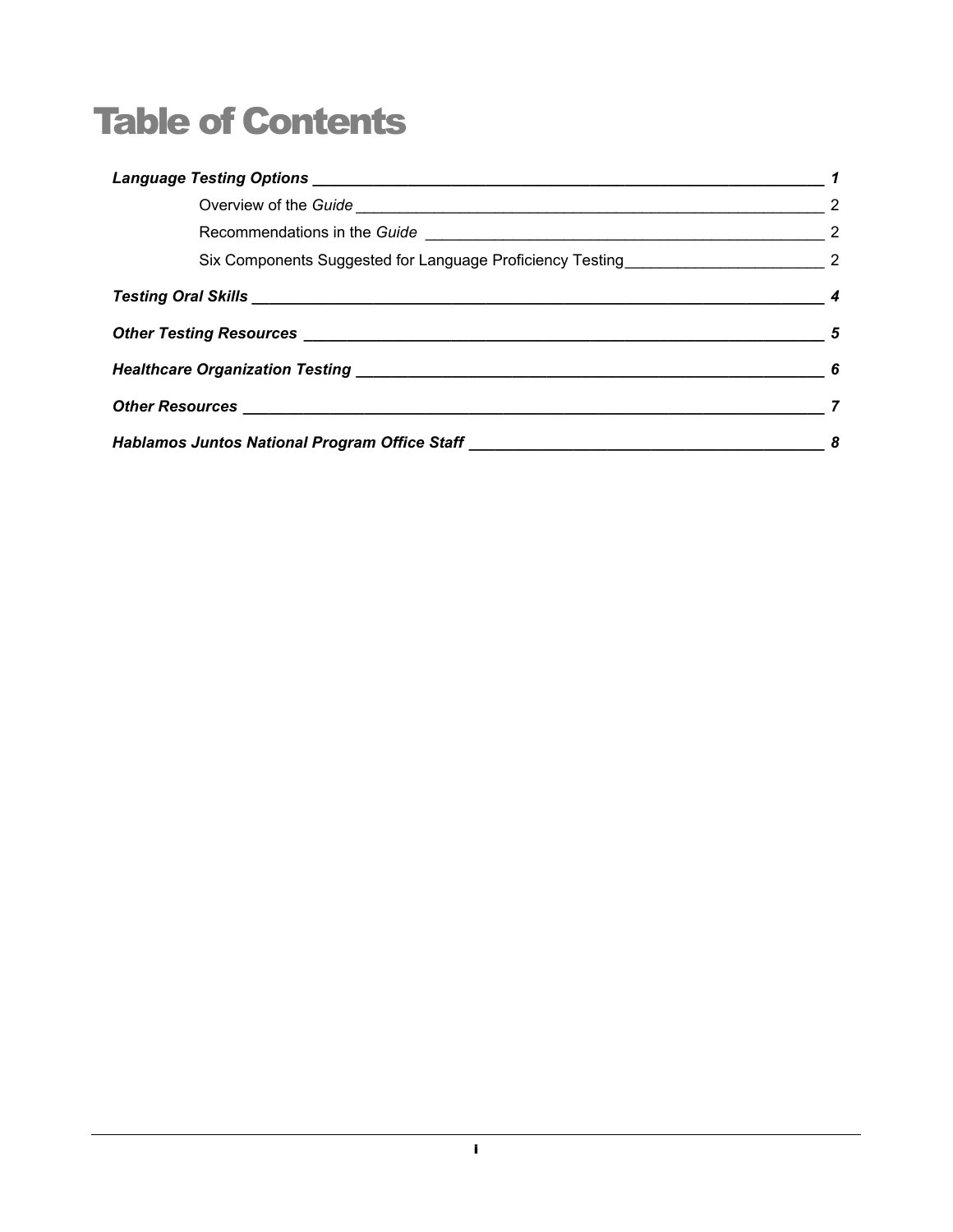# Table of Contents

***Language Testing Options*** ***1***

- Overview of the *Guide* 2
- Recommendations in the *Guide* 2
- Six Components Suggested for Language Proficiency Testing 2

***Testing Oral Skills*** ***4***

***Other Testing Resources*** ***5***

***Healthcare Organization Testing*** ***6***

***Other Resources*** ***7***

***Hablamos Juntos National Program Office Staff*** ***8***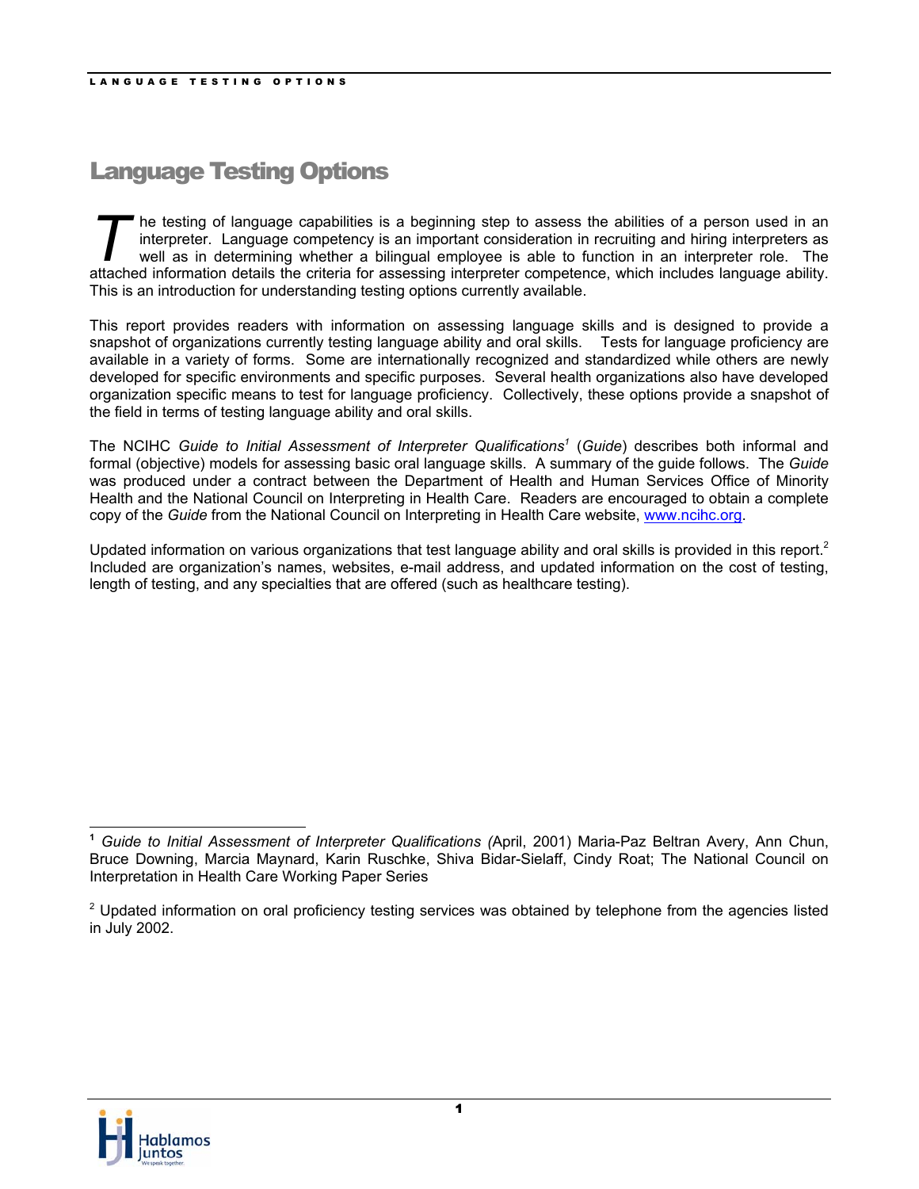# Language Testing Options

The testing of language capabilities is a beginning step to assess the abilities of a person used in an interpreter. Language competency is an important consideration in recruiting and hiring interpreters as well as in determining whether a bilingual employee is able to function in an interpreter role. The attached information details the criteria for assessing interpreter competence, which includes language ability. This is an introduction for understanding testing options currently available.

This report provides readers with information on assessing language skills and is designed to provide a snapshot of organizations currently testing language ability and oral skills. Tests for language proficiency are available in a variety of forms. Some are internationally recognized and standardized while others are newly developed for specific environments and specific purposes. Several health organizations also have developed organization specific means to test for language proficiency. Collectively, these options provide a snapshot of the field in terms of testing language ability and oral skills.

The NCIHC *Guide to Initial Assessment of Interpreter Qualifications*[1] (*Guide*) describes both informal and formal (objective) models for assessing basic oral language skills. A summary of the guide follows. The *Guide* was produced under a contract between the Department of Health and Human Services Office of Minority Health and the National Council on Interpreting in Health Care. Readers are encouraged to obtain a complete copy of the *Guide* from the National Council on Interpreting in Health Care website, www.ncihc.org.

Updated information on various organizations that test language ability and oral skills is provided in this report.[2] Included are organization's names, websites, e-mail address, and updated information on the cost of testing, length of testing, and any specialties that are offered (such as healthcare testing).

---

[1] *Guide to Initial Assessment of Interpreter Qualifications (*April, 2001) Maria-Paz Beltran Avery, Ann Chun, Bruce Downing, Marcia Maynard, Karin Ruschke, Shiva Bidar-Sielaff, Cindy Roat; The National Council on Interpretation in Health Care Working Paper Series

[2] Updated information on oral proficiency testing services was obtained by telephone from the agencies listed in July 2002.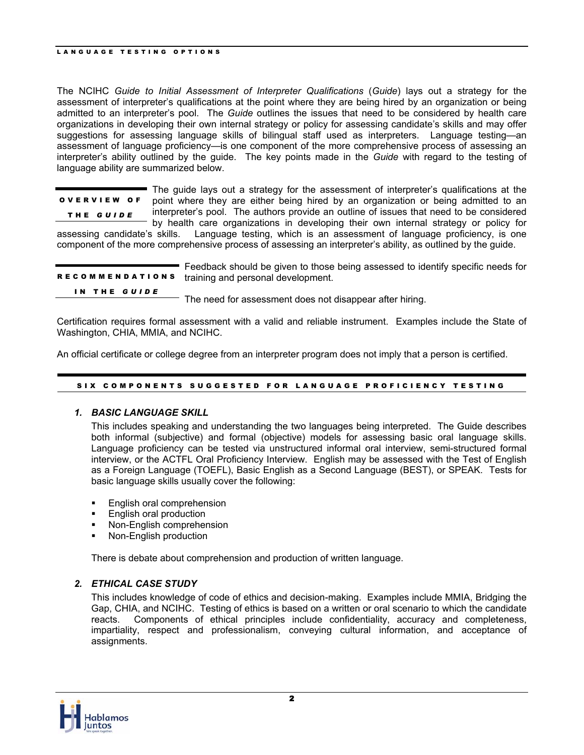The NCIHC *Guide to Initial Assessment of Interpreter Qualifications* (*Guide*) lays out a strategy for the assessment of interpreter's qualifications at the point where they are being hired by an organization or being admitted to an interpreter's pool. The *Guide* outlines the issues that need to be considered by health care organizations in developing their own internal strategy or policy for assessing candidate's skills and may offer suggestions for assessing language skills of bilingual staff used as interpreters. Language testing—an assessment of language proficiency—is one component of the more comprehensive process of assessing an interpreter's ability outlined by the guide. The key points made in the *Guide* with regard to the testing of language ability are summarized below.

## OVERVIEW OF THE *GUIDE*

The guide lays out a strategy for the assessment of interpreter's qualifications at the point where they are either being hired by an organization or being admitted to an interpreter's pool. The authors provide an outline of issues that need to be considered by health care organizations in developing their own internal strategy or policy for assessing candidate's skills. Language testing, which is an assessment of language proficiency, is one component of the more comprehensive process of assessing an interpreter's ability, as outlined by the guide.

## RECOMMENDATIONS IN THE *GUIDE*

Feedback should be given to those being assessed to identify specific needs for training and personal development.

The need for assessment does not disappear after hiring.

Certification requires formal assessment with a valid and reliable instrument. Examples include the State of Washington, CHIA, MMIA, and NCIHC.

An official certificate or college degree from an interpreter program does not imply that a person is certified.

## SIX COMPONENTS SUGGESTED FOR LANGUAGE PROFICIENCY TESTING

### 1. *BASIC LANGUAGE SKILL*

This includes speaking and understanding the two languages being interpreted. The Guide describes both informal (subjective) and formal (objective) models for assessing basic oral language skills. Language proficiency can be tested via unstructured informal oral interview, semi-structured formal interview, or the ACTFL Oral Proficiency Interview. English may be assessed with the Test of English as a Foreign Language (TOEFL), Basic English as a Second Language (BEST), or SPEAK. Tests for basic language skills usually cover the following:

- English oral comprehension
- English oral production
- Non-English comprehension
- Non-English production

There is debate about comprehension and production of written language.

### 2. *ETHICAL CASE STUDY*

This includes knowledge of code of ethics and decision-making. Examples include MMIA, Bridging the Gap, CHIA, and NCIHC. Testing of ethics is based on a written or oral scenario to which the candidate reacts. Components of ethical principles include confidentiality, accuracy and completeness, impartiality, respect and professionalism, conveying cultural information, and acceptance of assignments.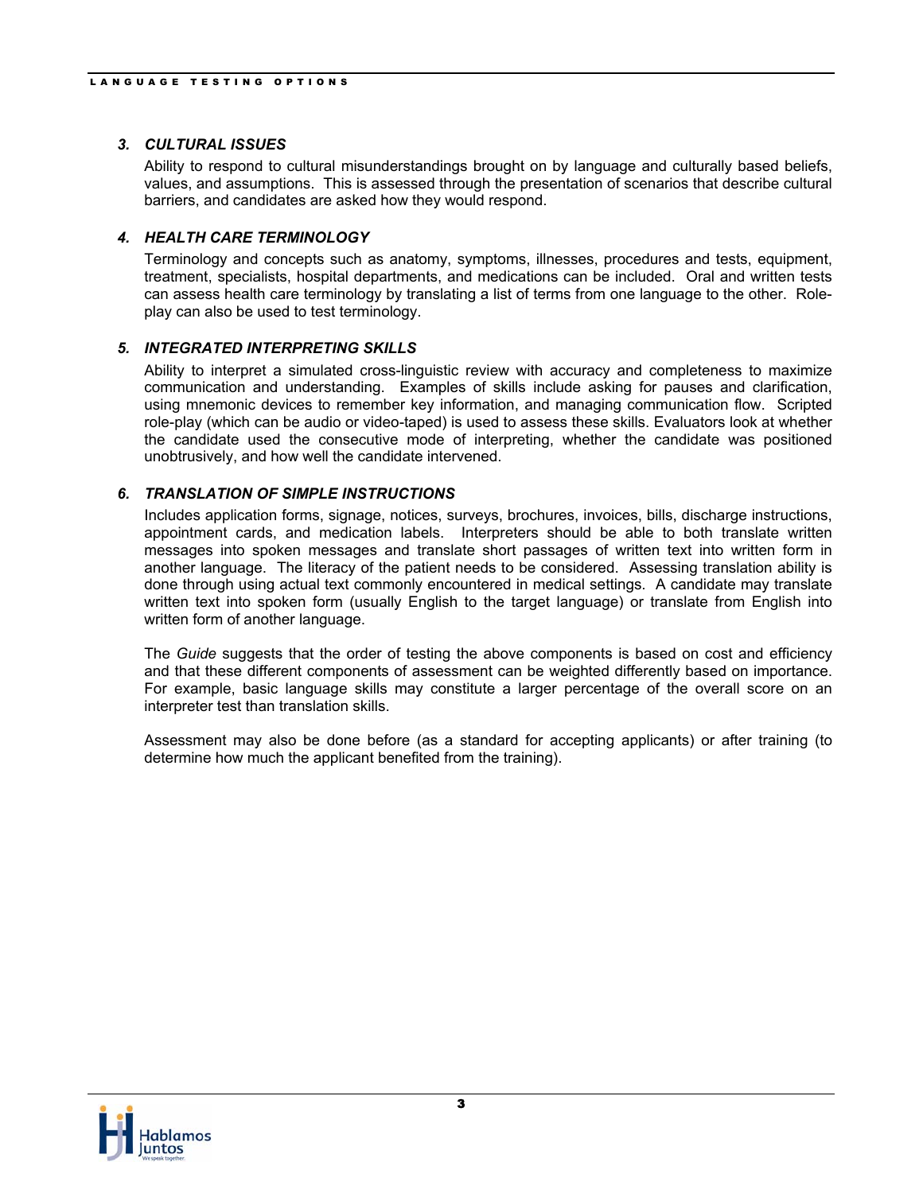### 3. *CULTURAL ISSUES*

Ability to respond to cultural misunderstandings brought on by language and culturally based beliefs, values, and assumptions. This is assessed through the presentation of scenarios that describe cultural barriers, and candidates are asked how they would respond.

### 4. *HEALTH CARE TERMINOLOGY*

Terminology and concepts such as anatomy, symptoms, illnesses, procedures and tests, equipment, treatment, specialists, hospital departments, and medications can be included. Oral and written tests can assess health care terminology by translating a list of terms from one language to the other. Role-play can also be used to test terminology.

### 5. *INTEGRATED INTERPRETING SKILLS*

Ability to interpret a simulated cross-linguistic review with accuracy and completeness to maximize communication and understanding. Examples of skills include asking for pauses and clarification, using mnemonic devices to remember key information, and managing communication flow. Scripted role-play (which can be audio or video-taped) is used to assess these skills. Evaluators look at whether the candidate used the consecutive mode of interpreting, whether the candidate was positioned unobtrusively, and how well the candidate intervened.

### 6. *TRANSLATION OF SIMPLE INSTRUCTIONS*

Includes application forms, signage, notices, surveys, brochures, invoices, bills, discharge instructions, appointment cards, and medication labels. Interpreters should be able to both translate written messages into spoken messages and translate short passages of written text into written form in another language. The literacy of the patient needs to be considered. Assessing translation ability is done through using actual text commonly encountered in medical settings. A candidate may translate written text into spoken form (usually English to the target language) or translate from English into written form of another language.

The *Guide* suggests that the order of testing the above components is based on cost and efficiency and that these different components of assessment can be weighted differently based on importance. For example, basic language skills may constitute a larger percentage of the overall score on an interpreter test than translation skills.

Assessment may also be done before (as a standard for accepting applicants) or after training (to determine how much the applicant benefited from the training).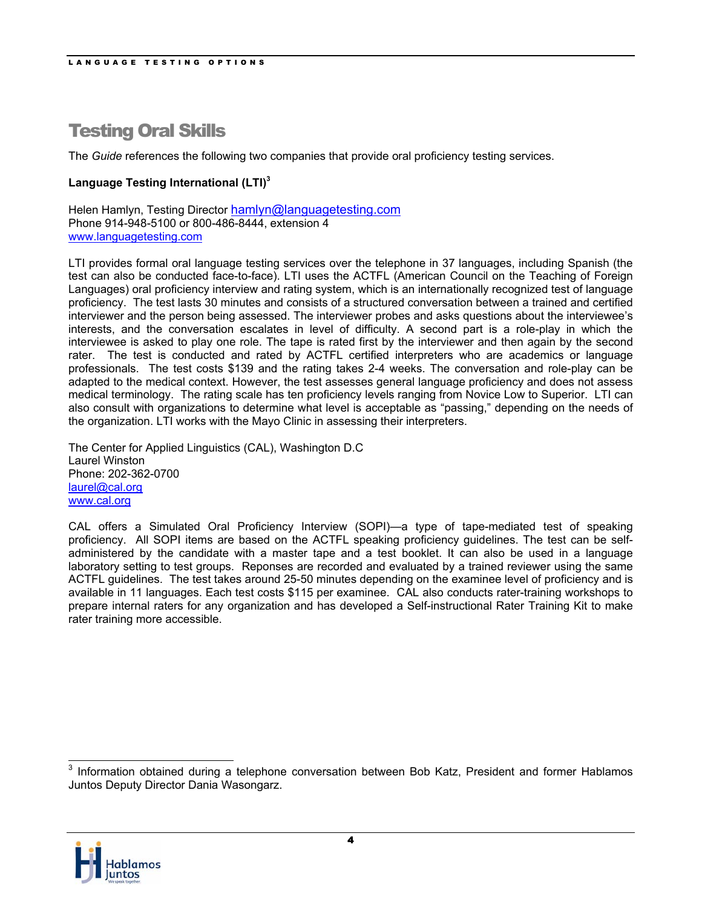## Testing Oral Skills

The *Guide* references the following two companies that provide oral proficiency testing services.

**Language Testing International (LTI)**[3]

Helen Hamlyn, Testing Director hamlyn@languagetesting.com
Phone 914-948-5100 or 800-486-8444, extension 4
www.languagetesting.com

LTI provides formal oral language testing services over the telephone in 37 languages, including Spanish (the test can also be conducted face-to-face). LTI uses the ACTFL (American Council on the Teaching of Foreign Languages) oral proficiency interview and rating system, which is an internationally recognized test of language proficiency. The test lasts 30 minutes and consists of a structured conversation between a trained and certified interviewer and the person being assessed. The interviewer probes and asks questions about the interviewee's interests, and the conversation escalates in level of difficulty. A second part is a role-play in which the interviewee is asked to play one role. The tape is rated first by the interviewer and then again by the second rater. The test is conducted and rated by ACTFL certified interpreters who are academics or language professionals. The test costs $139 and the rating takes 2-4 weeks. The conversation and role-play can be adapted to the medical context. However, the test assesses general language proficiency and does not assess medical terminology. The rating scale has ten proficiency levels ranging from Novice Low to Superior. LTI can also consult with organizations to determine what level is acceptable as "passing," depending on the needs of the organization. LTI works with the Mayo Clinic in assessing their interpreters.

The Center for Applied Linguistics (CAL), Washington D.C
Laurel Winston
Phone: 202-362-0700
laurel@cal.org
www.cal.org

CAL offers a Simulated Oral Proficiency Interview (SOPI)—a type of tape-mediated test of speaking proficiency. All SOPI items are based on the ACTFL speaking proficiency guidelines. The test can be self-administered by the candidate with a master tape and a test booklet. It can also be used in a language laboratory setting to test groups. Reponses are recorded and evaluated by a trained reviewer using the same ACTFL guidelines. The test takes around 25-50 minutes depending on the examinee level of proficiency and is available in 11 languages. Each test costs $115 per examinee. CAL also conducts rater-training workshops to prepare internal raters for any organization and has developed a Self-instructional Rater Training Kit to make rater training more accessible.

---

[3] Information obtained during a telephone conversation between Bob Katz, President and former Hablamos Juntos Deputy Director Dania Wasongarz.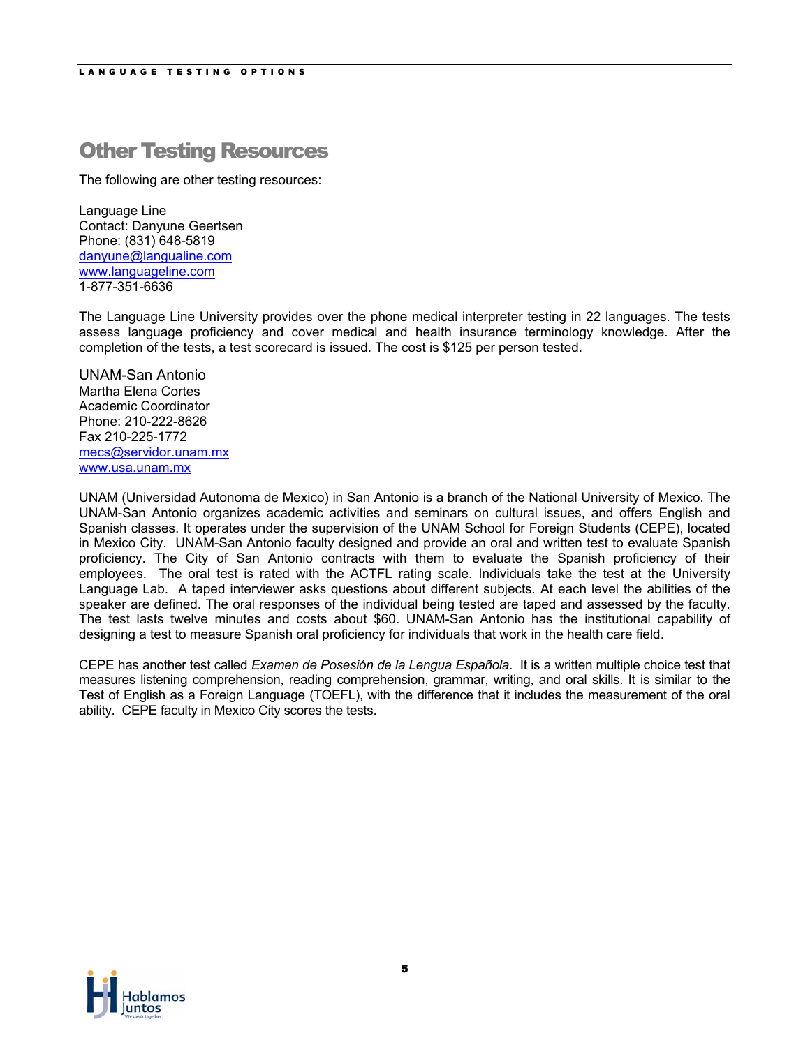# Other Testing Resources

The following are other testing resources:

Language Line
Contact: Danyune Geertsen
Phone: (831) 648-5819
danyune@langualine.com
www.languageline.com
1-877-351-6636

The Language Line University provides over the phone medical interpreter testing in 22 languages. The tests assess language proficiency and cover medical and health insurance terminology knowledge. After the completion of the tests, a test scorecard is issued. The cost is $125 per person tested.

UNAM-San Antonio
Martha Elena Cortes
Academic Coordinator
Phone: 210-222-8626
Fax 210-225-1772
mecs@servidor.unam.mx
www.usa.unam.mx

UNAM (Universidad Autonoma de Mexico) in San Antonio is a branch of the National University of Mexico. The UNAM-San Antonio organizes academic activities and seminars on cultural issues, and offers English and Spanish classes. It operates under the supervision of the UNAM School for Foreign Students (CEPE), located in Mexico City. UNAM-San Antonio faculty designed and provide an oral and written test to evaluate Spanish proficiency. The City of San Antonio contracts with them to evaluate the Spanish proficiency of their employees. The oral test is rated with the ACTFL rating scale. Individuals take the test at the University Language Lab. A taped interviewer asks questions about different subjects. At each level the abilities of the speaker are defined. The oral responses of the individual being tested are taped and assessed by the faculty. The test lasts twelve minutes and costs about $60. UNAM-San Antonio has the institutional capability of designing a test to measure Spanish oral proficiency for individuals that work in the health care field.

CEPE has another test called *Examen de Posesión de la Lengua Española*. It is a written multiple choice test that measures listening comprehension, reading comprehension, grammar, writing, and oral skills. It is similar to the Test of English as a Foreign Language (TOEFL), with the difference that it includes the measurement of the oral ability. CEPE faculty in Mexico City scores the tests.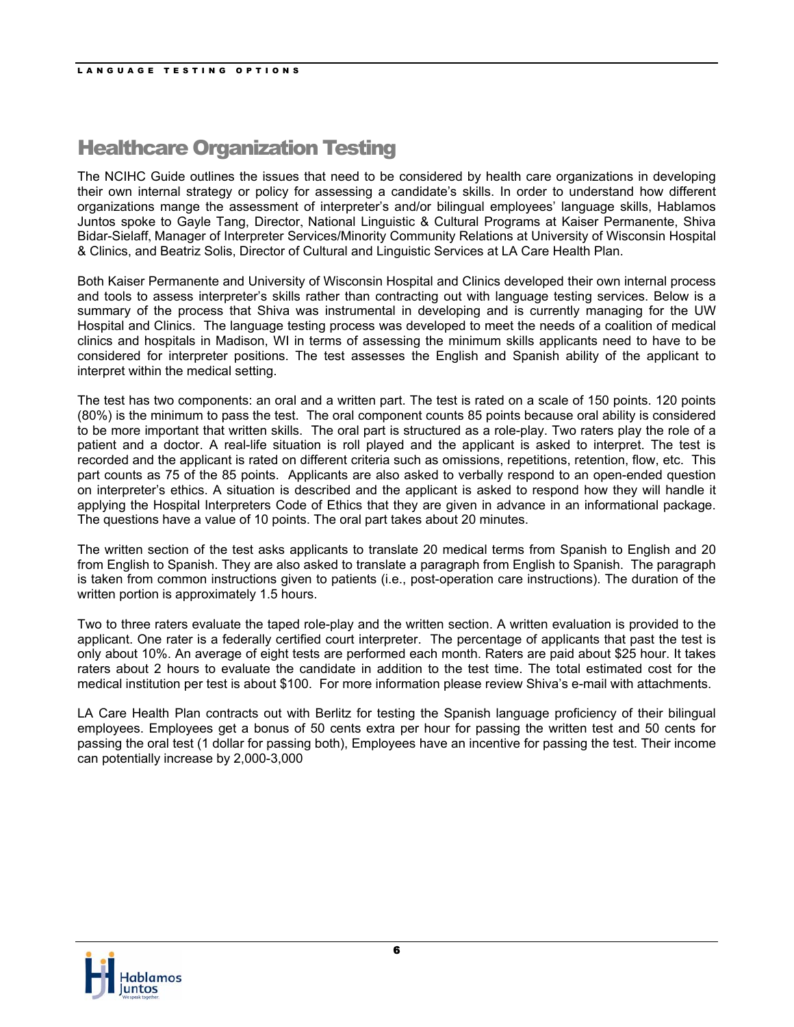# Healthcare Organization Testing

The NCIHC Guide outlines the issues that need to be considered by health care organizations in developing their own internal strategy or policy for assessing a candidate's skills. In order to understand how different organizations mange the assessment of interpreter's and/or bilingual employees' language skills, Hablamos Juntos spoke to Gayle Tang, Director, National Linguistic & Cultural Programs at Kaiser Permanente, Shiva Bidar-Sielaff, Manager of Interpreter Services/Minority Community Relations at University of Wisconsin Hospital & Clinics, and Beatriz Solis, Director of Cultural and Linguistic Services at LA Care Health Plan.

Both Kaiser Permanente and University of Wisconsin Hospital and Clinics developed their own internal process and tools to assess interpreter's skills rather than contracting out with language testing services. Below is a summary of the process that Shiva was instrumental in developing and is currently managing for the UW Hospital and Clinics. The language testing process was developed to meet the needs of a coalition of medical clinics and hospitals in Madison, WI in terms of assessing the minimum skills applicants need to have to be considered for interpreter positions. The test assesses the English and Spanish ability of the applicant to interpret within the medical setting.

The test has two components: an oral and a written part. The test is rated on a scale of 150 points. 120 points (80%) is the minimum to pass the test. The oral component counts 85 points because oral ability is considered to be more important that written skills. The oral part is structured as a role-play. Two raters play the role of a patient and a doctor. A real-life situation is roll played and the applicant is asked to interpret. The test is recorded and the applicant is rated on different criteria such as omissions, repetitions, retention, flow, etc. This part counts as 75 of the 85 points. Applicants are also asked to verbally respond to an open-ended question on interpreter's ethics. A situation is described and the applicant is asked to respond how they will handle it applying the Hospital Interpreters Code of Ethics that they are given in advance in an informational package. The questions have a value of 10 points. The oral part takes about 20 minutes.

The written section of the test asks applicants to translate 20 medical terms from Spanish to English and 20 from English to Spanish. They are also asked to translate a paragraph from English to Spanish. The paragraph is taken from common instructions given to patients (i.e., post-operation care instructions). The duration of the written portion is approximately 1.5 hours.

Two to three raters evaluate the taped role-play and the written section. A written evaluation is provided to the applicant. One rater is a federally certified court interpreter. The percentage of applicants that past the test is only about 10%. An average of eight tests are performed each month. Raters are paid about $25 hour. It takes raters about 2 hours to evaluate the candidate in addition to the test time. The total estimated cost for the medical institution per test is about $100. For more information please review Shiva's e-mail with attachments.

LA Care Health Plan contracts out with Berlitz for testing the Spanish language proficiency of their bilingual employees. Employees get a bonus of 50 cents extra per hour for passing the written test and 50 cents for passing the oral test (1 dollar for passing both), Employees have an incentive for passing the test. Their income can potentially increase by 2,000-3,000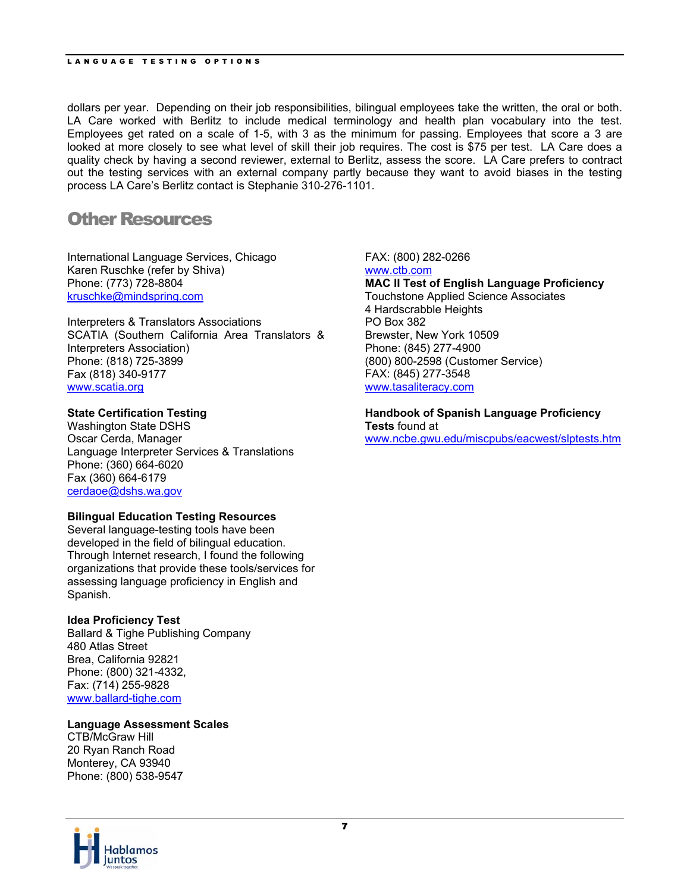dollars per year. Depending on their job responsibilities, bilingual employees take the written, the oral or both. LA Care worked with Berlitz to include medical terminology and health plan vocabulary into the test. Employees get rated on a scale of 1-5, with 3 as the minimum for passing. Employees that score a 3 are looked at more closely to see what level of skill their job requires. The cost is $75 per test. LA Care does a quality check by having a second reviewer, external to Berlitz, assess the score. LA Care prefers to contract out the testing services with an external company partly because they want to avoid biases in the testing process LA Care's Berlitz contact is Stephanie 310-276-1101.

## Other Resources

International Language Services, Chicago
Karen Ruschke (refer by Shiva)
Phone: (773) 728-8804
kruschke@mindspring.com

Interpreters & Translators Associations
SCATIA (Southern California Area Translators & Interpreters Association)
Phone: (818) 725-3899
Fax (818) 340-9177
www.scatia.org

**State Certification Testing**
Washington State DSHS
Oscar Cerda, Manager
Language Interpreter Services & Translations
Phone: (360) 664-6020
Fax (360) 664-6179
cerdaoe@dshs.wa.gov

**Bilingual Education Testing Resources**
Several language-testing tools have been developed in the field of bilingual education. Through Internet research, I found the following organizations that provide these tools/services for assessing language proficiency in English and Spanish.

**Idea Proficiency Test**
Ballard & Tighe Publishing Company
480 Atlas Street
Brea, California 92821
Phone: (800) 321-4332,
Fax: (714) 255-9828
www.ballard-tighe.com

**Language Assessment Scales**
CTB/McGraw Hill
20 Ryan Ranch Road
Monterey, CA 93940
Phone: (800) 538-9547
FAX: (800) 282-0266
www.ctb.com

**MAC II Test of English Language Proficiency**
Touchstone Applied Science Associates
4 Hardscrabble Heights
PO Box 382
Brewster, New York 10509
Phone: (845) 277-4900
(800) 800-2598 (Customer Service)
FAX: (845) 277-3548
www.tasaliteracy.com

**Handbook of Spanish Language Proficiency Tests** found at
www.ncbe.gwu.edu/miscpubs/eacwest/slptests.htm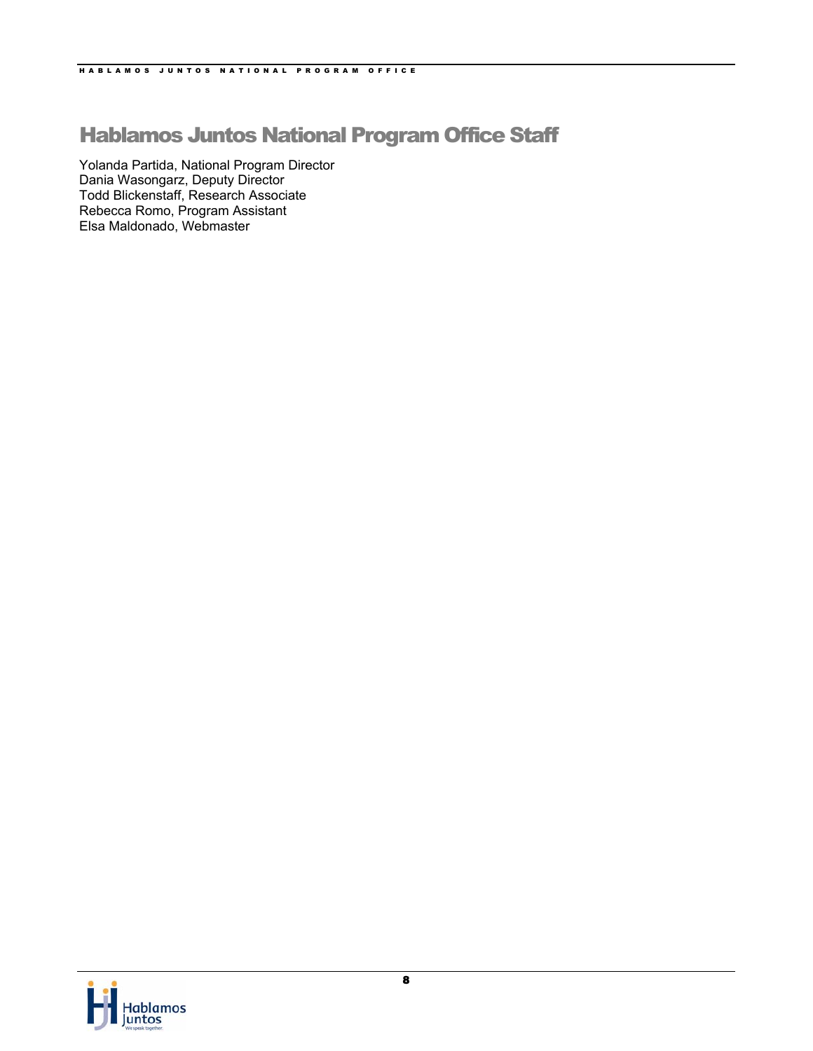# Hablamos Juntos National Program Office Staff

Yolanda Partida, National Program Director
Dania Wasongarz, Deputy Director
Todd Blickenstaff, Research Associate
Rebecca Romo, Program Assistant
Elsa Maldonado, Webmaster